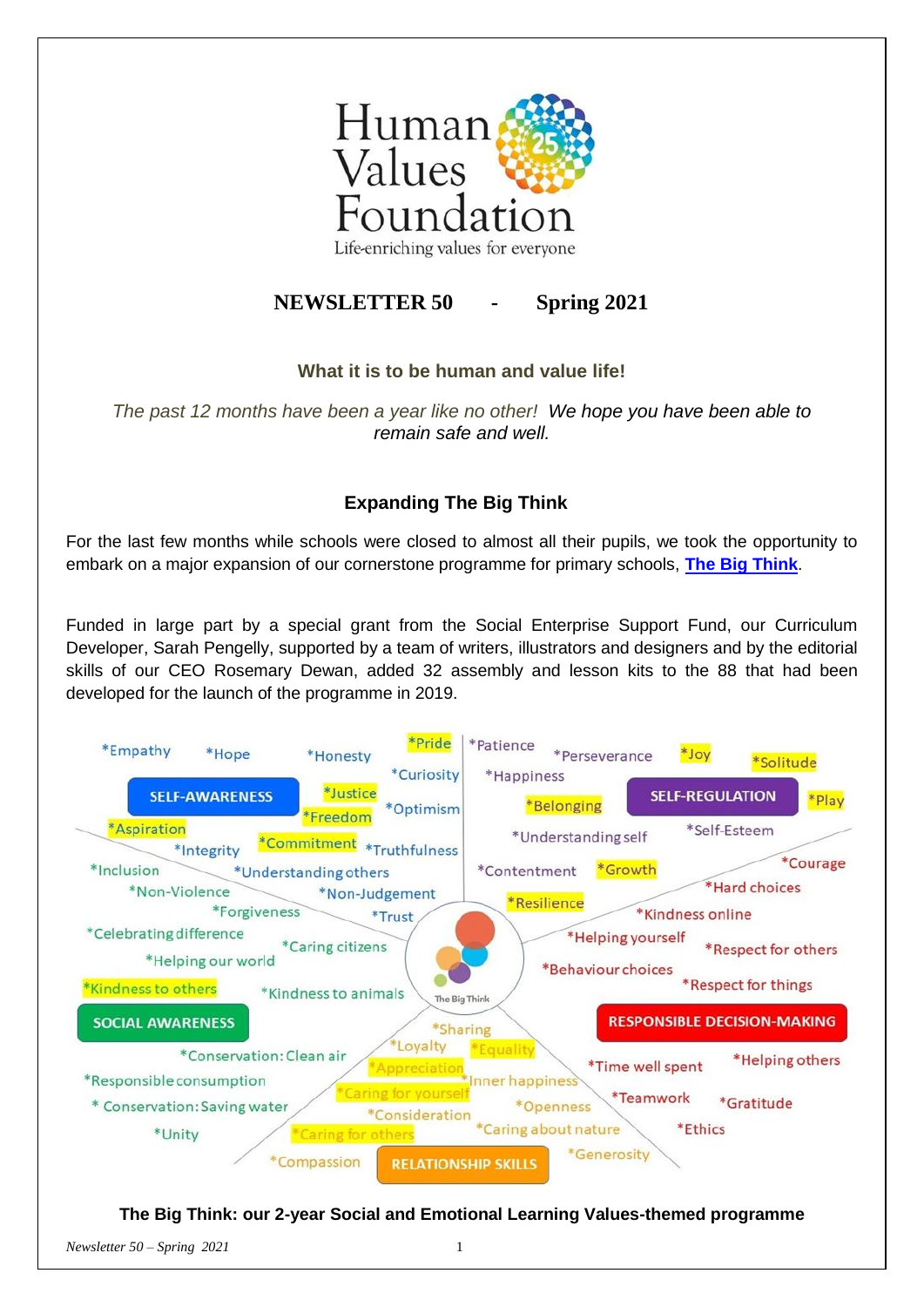Human Values Foundation

Life-enriching values for everyone

# NEWSLETTER 50 - Spring 2021

**What it is to be human and value life!**

*The past 12 months have been a year like no other! We hope you have been able to remain safe and well.*

## Expanding The Big Think

For the last few months while schools were closed to almost all their pupils, we took the opportunity to embark on a major expansion of our cornerstone programme for primary schools, **The Big Think**.

Funded in large part by a special grant from the Social Enterprise Support Fund, our Curriculum Developer, Sarah Pengelly, supported by a team of writers, illustrators and designers and by the editorial skills of our CEO Rosemary Dewan, added 32 assembly and lesson kits to the 88 that had been developed for the launch of the programme in 2019.

SELF-AWARENESS
*Empathy *Hope *Honesty *Pride *Curiosity *Justice *Optimism *Freedom *Aspiration *Integrity *Commitment *Truthfulness *Inclusion *Understanding others *Non-Violence *Non-Judgement *Forgiveness *Trust

SELF-REGULATION
*Patience *Perseverance *Joy *Solitude *Happiness *Belonging *Play *Self-Esteem *Understanding self *Contentment *Growth *Resilience

RESPONSIBLE DECISION-MAKING
*Courage *Hard choices *Kindness online *Helping yourself *Respect for others *Behaviour choices *Respect for things

SOCIAL AWARENESS
*Celebrating difference *Caring citizens *Helping our world *Kindness to others *Kindness to animals *Conservation: Clean air *Responsible consumption * Conservation: Saving water *Unity

RELATIONSHIP SKILLS
*Sharing *Loyalty *Equality *Appreciation *Inner happiness *Caring for yourself *Consideration *Openness *Caring for others *Caring about nature *Compassion *Generosity *Time well spent *Helping others *Teamwork *Gratitude *Ethics

The Big Think

**The Big Think: our 2-year Social and Emotional Learning Values-themed programme**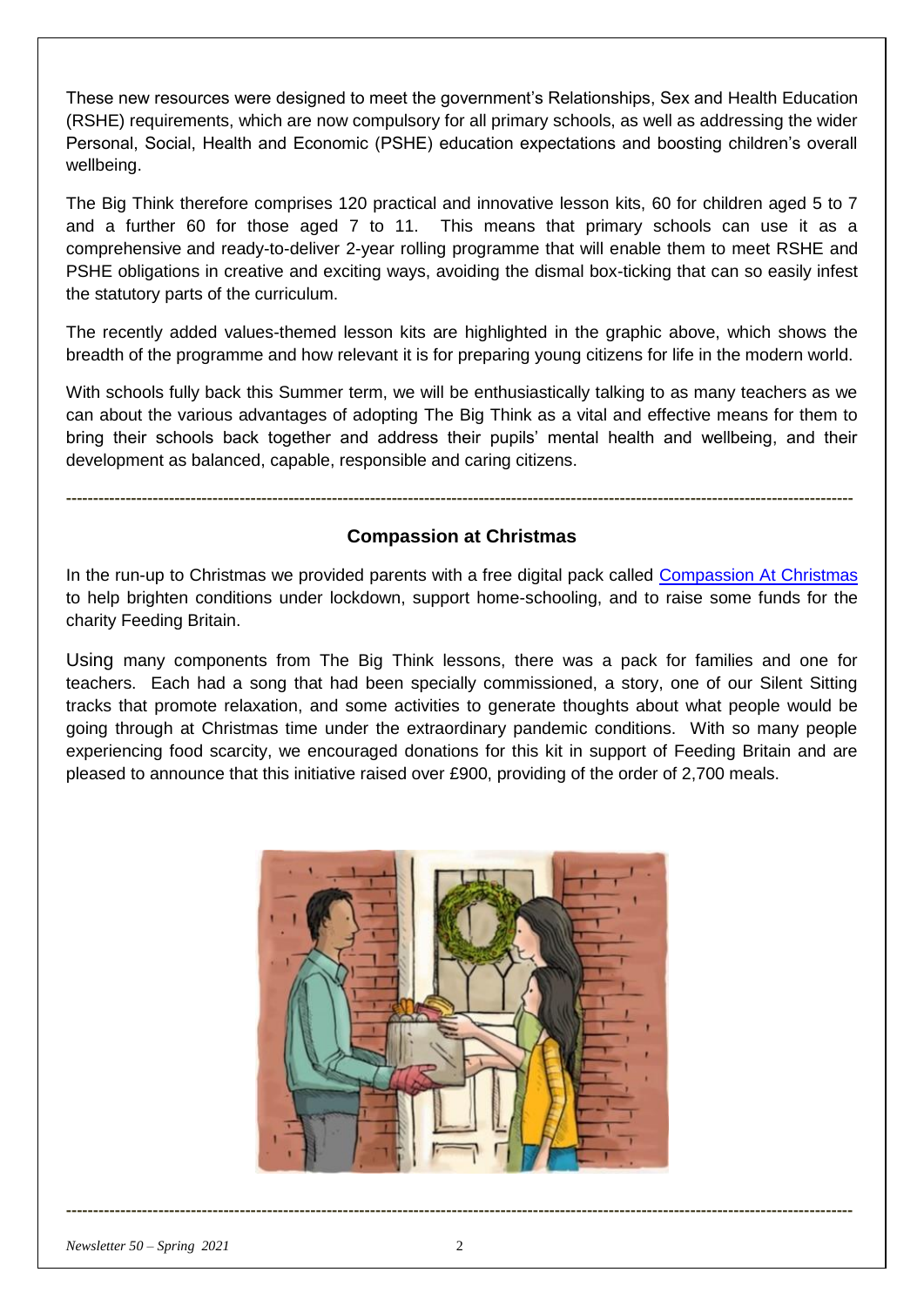These new resources were designed to meet the government's Relationships, Sex and Health Education (RSHE) requirements, which are now compulsory for all primary schools, as well as addressing the wider Personal, Social, Health and Economic (PSHE) education expectations and boosting children's overall wellbeing.

The Big Think therefore comprises 120 practical and innovative lesson kits, 60 for children aged 5 to 7 and a further 60 for those aged 7 to 11. This means that primary schools can use it as a comprehensive and ready-to-deliver 2-year rolling programme that will enable them to meet RSHE and PSHE obligations in creative and exciting ways, avoiding the dismal box-ticking that can so easily infest the statutory parts of the curriculum.

The recently added values-themed lesson kits are highlighted in the graphic above, which shows the breadth of the programme and how relevant it is for preparing young citizens for life in the modern world.

With schools fully back this Summer term, we will be enthusiastically talking to as many teachers as we can about the various advantages of adopting The Big Think as a vital and effective means for them to bring their schools back together and address their pupils' mental health and wellbeing, and their development as balanced, capable, responsible and caring citizens.

---

## Compassion at Christmas

In the run-up to Christmas we provided parents with a free digital pack called Compassion At Christmas to help brighten conditions under lockdown, support home-schooling, and to raise some funds for the charity Feeding Britain.

Using many components from The Big Think lessons, there was a pack for families and one for teachers. Each had a song that had been specially commissioned, a story, one of our Silent Sitting tracks that promote relaxation, and some activities to generate thoughts about what people would be going through at Christmas time under the extraordinary pandemic conditions. With so many people experiencing food scarcity, we encouraged donations for this kit in support of Feeding Britain and are pleased to announce that this initiative raised over £900, providing of the order of 2,700 meals.

---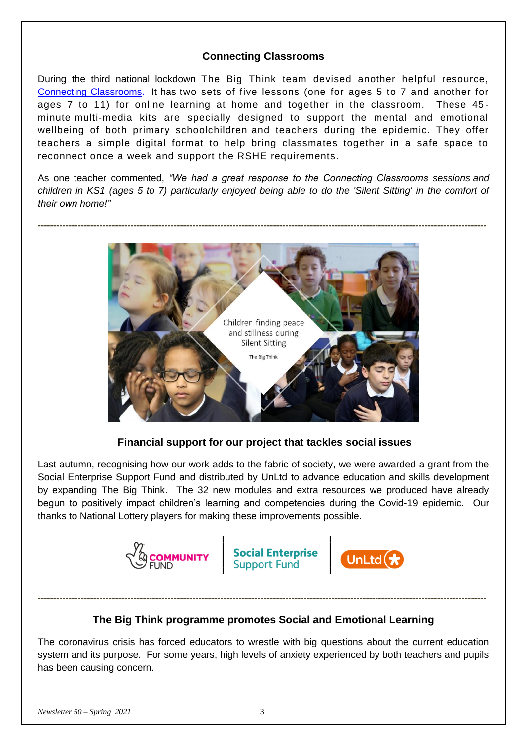## Connecting Classrooms

During the third national lockdown The Big Think team devised another helpful resource, Connecting Classrooms. It has two sets of five lessons (one for ages 5 to 7 and another for ages 7 to 11) for online learning at home and together in the classroom. These 45-minute multi-media kits are specially designed to support the mental and emotional wellbeing of both primary schoolchildren and teachers during the epidemic. They offer teachers a simple digital format to help bring classmates together in a safe space to reconnect once a week and support the RSHE requirements.

As one teacher commented, *"We had a great response to the Connecting Classrooms sessions and children in KS1 (ages 5 to 7) particularly enjoyed being able to do the 'Silent Sitting' in the comfort of their own home!"*

---

Children finding peace and stillness during Silent Sitting

The Big Think

## Financial support for our project that tackles social issues

Last autumn, recognising how our work adds to the fabric of society, we were awarded a grant from the Social Enterprise Support Fund and distributed by UnLtd to advance education and skills development by expanding The Big Think. The 32 new modules and extra resources we produced have already begun to positively impact children's learning and competencies during the Covid-19 epidemic. Our thanks to National Lottery players for making these improvements possible.

COMMUNITY FUND | Social Enterprise Support Fund | UnLtd

---

## The Big Think programme promotes Social and Emotional Learning

The coronavirus crisis has forced educators to wrestle with big questions about the current education system and its purpose. For some years, high levels of anxiety experienced by both teachers and pupils has been causing concern.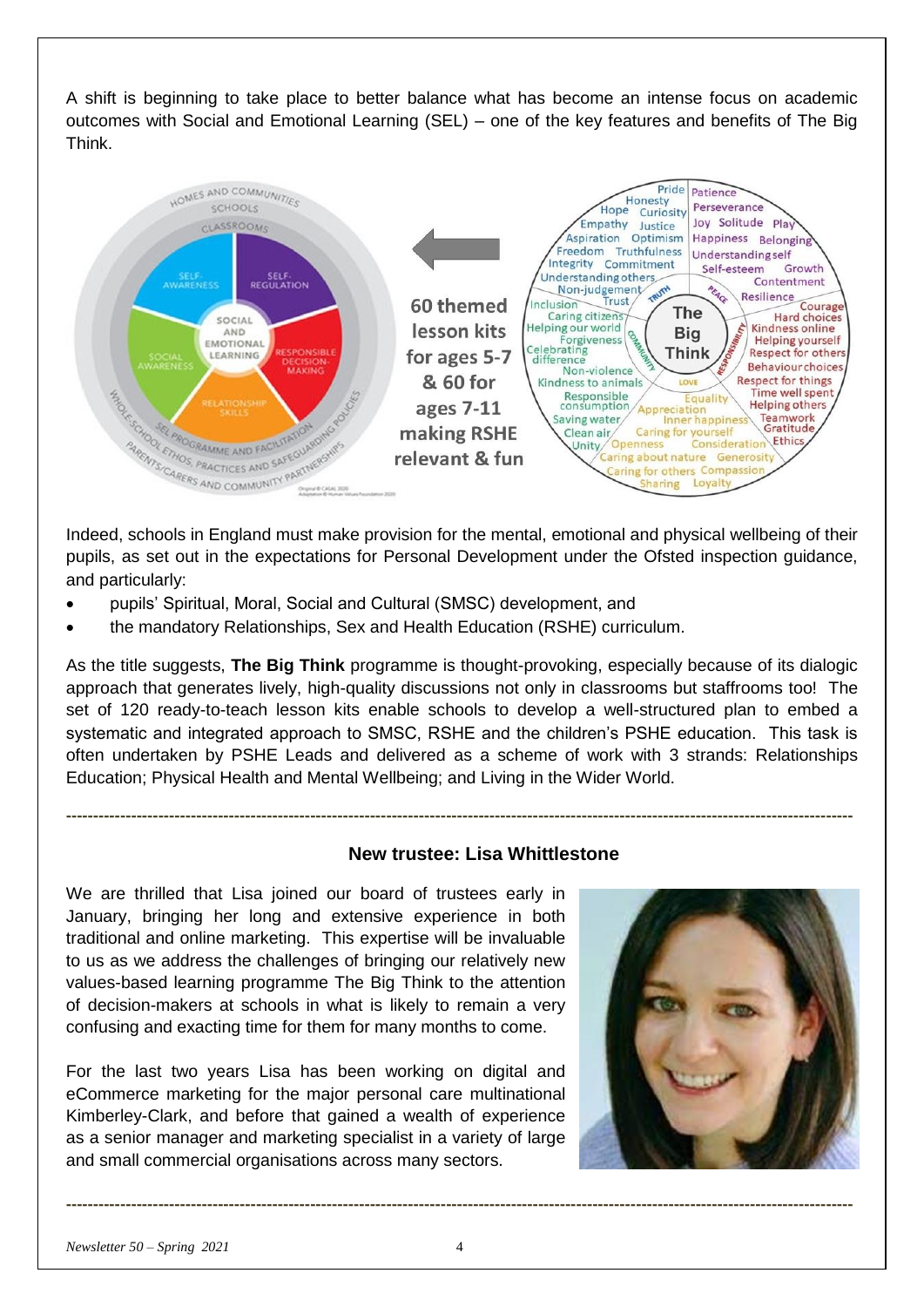A shift is beginning to take place to better balance what has become an intense focus on academic outcomes with Social and Emotional Learning (SEL) – one of the key features and benefits of The Big Think.

60 themed lesson kits for ages 5-7 & 60 for ages 7-11 making RSHE relevant & fun

Indeed, schools in England must make provision for the mental, emotional and physical wellbeing of their pupils, as set out in the expectations for Personal Development under the Ofsted inspection guidance, and particularly:

- pupils' Spiritual, Moral, Social and Cultural (SMSC) development, and
- the mandatory Relationships, Sex and Health Education (RSHE) curriculum.

As the title suggests, **The Big Think** programme is thought-provoking, especially because of its dialogic approach that generates lively, high-quality discussions not only in classrooms but staffrooms too! The set of 120 ready-to-teach lesson kits enable schools to develop a well-structured plan to embed a systematic and integrated approach to SMSC, RSHE and the children's PSHE education. This task is often undertaken by PSHE Leads and delivered as a scheme of work with 3 strands: Relationships Education; Physical Health and Mental Wellbeing; and Living in the Wider World.

---

### New trustee: Lisa Whittlestone

We are thrilled that Lisa joined our board of trustees early in January, bringing her long and extensive experience in both traditional and online marketing. This expertise will be invaluable to us as we address the challenges of bringing our relatively new values-based learning programme The Big Think to the attention of decision-makers at schools in what is likely to remain a very confusing and exacting time for them for many months to come.

For the last two years Lisa has been working on digital and eCommerce marketing for the major personal care multinational Kimberley-Clark, and before that gained a wealth of experience as a senior manager and marketing specialist in a variety of large and small commercial organisations across many sectors.

---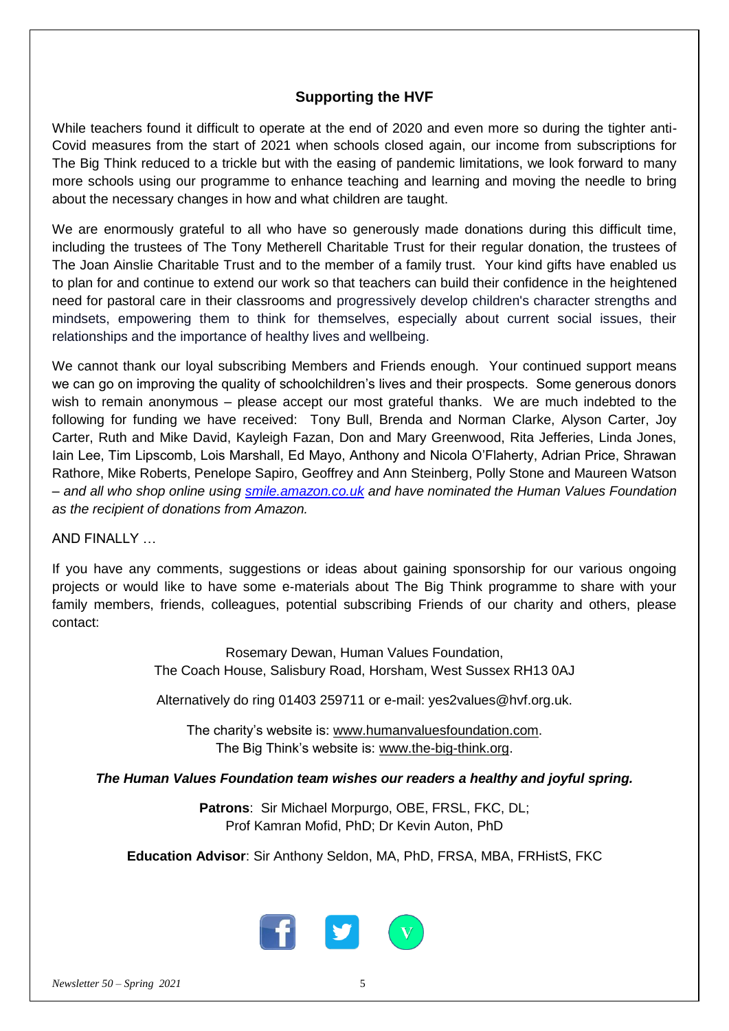## Supporting the HVF

While teachers found it difficult to operate at the end of 2020 and even more so during the tighter anti-Covid measures from the start of 2021 when schools closed again, our income from subscriptions for The Big Think reduced to a trickle but with the easing of pandemic limitations, we look forward to many more schools using our programme to enhance teaching and learning and moving the needle to bring about the necessary changes in how and what children are taught.

We are enormously grateful to all who have so generously made donations during this difficult time, including the trustees of The Tony Metherell Charitable Trust for their regular donation, the trustees of The Joan Ainslie Charitable Trust and to the member of a family trust. Your kind gifts have enabled us to plan for and continue to extend our work so that teachers can build their confidence in the heightened need for pastoral care in their classrooms and progressively develop children's character strengths and mindsets, empowering them to think for themselves, especially about current social issues, their relationships and the importance of healthy lives and wellbeing.

We cannot thank our loyal subscribing Members and Friends enough. Your continued support means we can go on improving the quality of schoolchildren's lives and their prospects. Some generous donors wish to remain anonymous – please accept our most grateful thanks. We are much indebted to the following for funding we have received: Tony Bull, Brenda and Norman Clarke, Alyson Carter, Joy Carter, Ruth and Mike David, Kayleigh Fazan, Don and Mary Greenwood, Rita Jefferies, Linda Jones, Iain Lee, Tim Lipscomb, Lois Marshall, Ed Mayo, Anthony and Nicola O'Flaherty, Adrian Price, Shrawan Rathore, Mike Roberts, Penelope Sapiro, Geoffrey and Ann Steinberg, Polly Stone and Maureen Watson – *and all who shop online using [smile.amazon.co.uk](smile.amazon.co.uk) and have nominated the Human Values Foundation as the recipient of donations from Amazon.*

AND FINALLY …

If you have any comments, suggestions or ideas about gaining sponsorship for our various ongoing projects or would like to have some e-materials about The Big Think programme to share with your family members, friends, colleagues, potential subscribing Friends of our charity and others, please contact:

Rosemary Dewan, Human Values Foundation,
The Coach House, Salisbury Road, Horsham, West Sussex RH13 0AJ

Alternatively do ring 01403 259711 or e-mail: yes2values@hvf.org.uk.

The charity's website is: www.humanvaluesfoundation.com.
The Big Think's website is: www.the-big-think.org.

***The Human Values Foundation team wishes our readers a healthy and joyful spring.***

**Patrons**: Sir Michael Morpurgo, OBE, FRSL, FKC, DL;
Prof Kamran Mofid, PhD; Dr Kevin Auton, PhD

**Education Advisor**: Sir Anthony Seldon, MA, PhD, FRSA, MBA, FRHistS, FKC